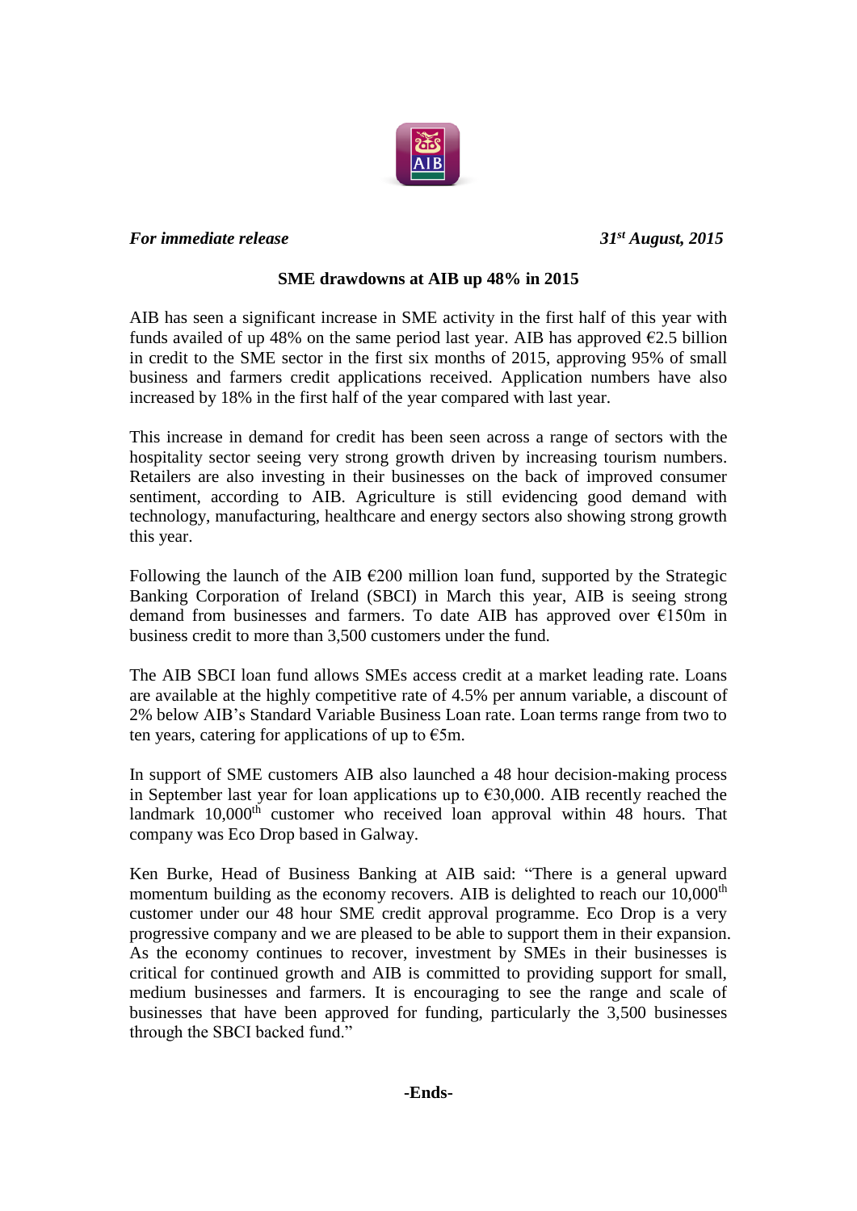*For immediate release* *31st August, 2015*

**SME drawdowns at AIB up 48% in 2015**

AIB has seen a significant increase in SME activity in the first half of this year with funds availed of up 48% on the same period last year. AIB has approved €2.5 billion in credit to the SME sector in the first six months of 2015, approving 95% of small business and farmers credit applications received. Application numbers have also increased by 18% in the first half of the year compared with last year.

This increase in demand for credit has been seen across a range of sectors with the hospitality sector seeing very strong growth driven by increasing tourism numbers. Retailers are also investing in their businesses on the back of improved consumer sentiment, according to AIB. Agriculture is still evidencing good demand with technology, manufacturing, healthcare and energy sectors also showing strong growth this year.

Following the launch of the AIB €200 million loan fund, supported by the Strategic Banking Corporation of Ireland (SBCI) in March this year, AIB is seeing strong demand from businesses and farmers. To date AIB has approved over €150m in business credit to more than 3,500 customers under the fund.

The AIB SBCI loan fund allows SMEs access credit at a market leading rate. Loans are available at the highly competitive rate of 4.5% per annum variable, a discount of 2% below AIB's Standard Variable Business Loan rate. Loan terms range from two to ten years, catering for applications of up to €5m.

In support of SME customers AIB also launched a 48 hour decision-making process in September last year for loan applications up to €30,000. AIB recently reached the landmark 10,000th customer who received loan approval within 48 hours. That company was Eco Drop based in Galway.

Ken Burke, Head of Business Banking at AIB said: "There is a general upward momentum building as the economy recovers. AIB is delighted to reach our 10,000th customer under our 48 hour SME credit approval programme. Eco Drop is a very progressive company and we are pleased to be able to support them in their expansion. As the economy continues to recover, investment by SMEs in their businesses is critical for continued growth and AIB is committed to providing support for small, medium businesses and farmers. It is encouraging to see the range and scale of businesses that have been approved for funding, particularly the 3,500 businesses through the SBCI backed fund."

**-Ends-**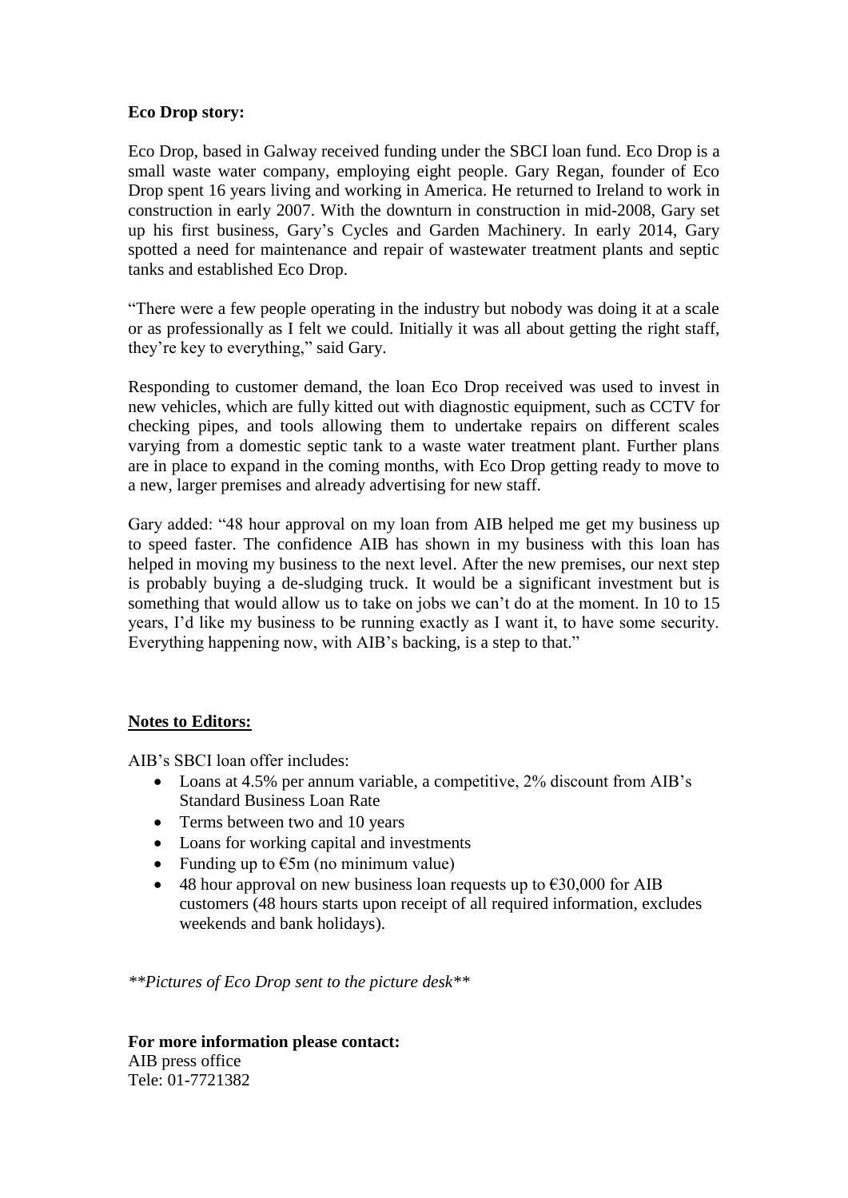**Eco Drop story:**

Eco Drop, based in Galway received funding under the SBCI loan fund. Eco Drop is a small waste water company, employing eight people. Gary Regan, founder of Eco Drop spent 16 years living and working in America. He returned to Ireland to work in construction in early 2007. With the downturn in construction in mid-2008, Gary set up his first business, Gary's Cycles and Garden Machinery. In early 2014, Gary spotted a need for maintenance and repair of wastewater treatment plants and septic tanks and established Eco Drop.

"There were a few people operating in the industry but nobody was doing it at a scale or as professionally as I felt we could. Initially it was all about getting the right staff, they're key to everything," said Gary.

Responding to customer demand, the loan Eco Drop received was used to invest in new vehicles, which are fully kitted out with diagnostic equipment, such as CCTV for checking pipes, and tools allowing them to undertake repairs on different scales varying from a domestic septic tank to a waste water treatment plant. Further plans are in place to expand in the coming months, with Eco Drop getting ready to move to a new, larger premises and already advertising for new staff.

Gary added: "48 hour approval on my loan from AIB helped me get my business up to speed faster. The confidence AIB has shown in my business with this loan has helped in moving my business to the next level. After the new premises, our next step is probably buying a de-sludging truck. It would be a significant investment but is something that would allow us to take on jobs we can't do at the moment. In 10 to 15 years, I'd like my business to be running exactly as I want it, to have some security. Everything happening now, with AIB's backing, is a step to that."

**Notes to Editors:**

AIB's SBCI loan offer includes:

- Loans at 4.5% per annum variable, a competitive, 2% discount from AIB's Standard Business Loan Rate
- Terms between two and 10 years
- Loans for working capital and investments
- Funding up to €5m (no minimum value)
- 48 hour approval on new business loan requests up to €30,000 for AIB customers (48 hours starts upon receipt of all required information, excludes weekends and bank holidays).

*\*\*Pictures of Eco Drop sent to the picture desk\*\**

**For more information please contact:**
AIB press office
Tele: 01-7721382